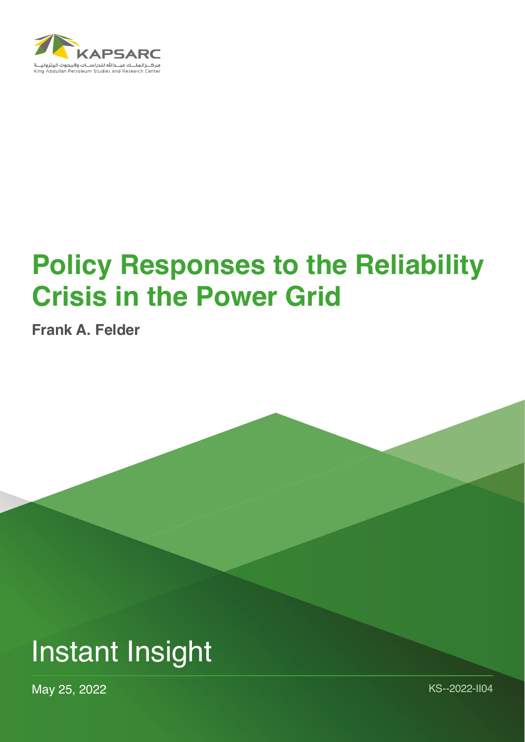KAPSARC

مركـز الملـك عبـدالله للدراسـات والبحوث البترولية

King Abdullah Petroleum Studies and Research Center

# Policy Responses to the Reliability Crisis in the Power Grid

**Frank A. Felder**

Instant Insight

May 25, 2022

KS--2022-II04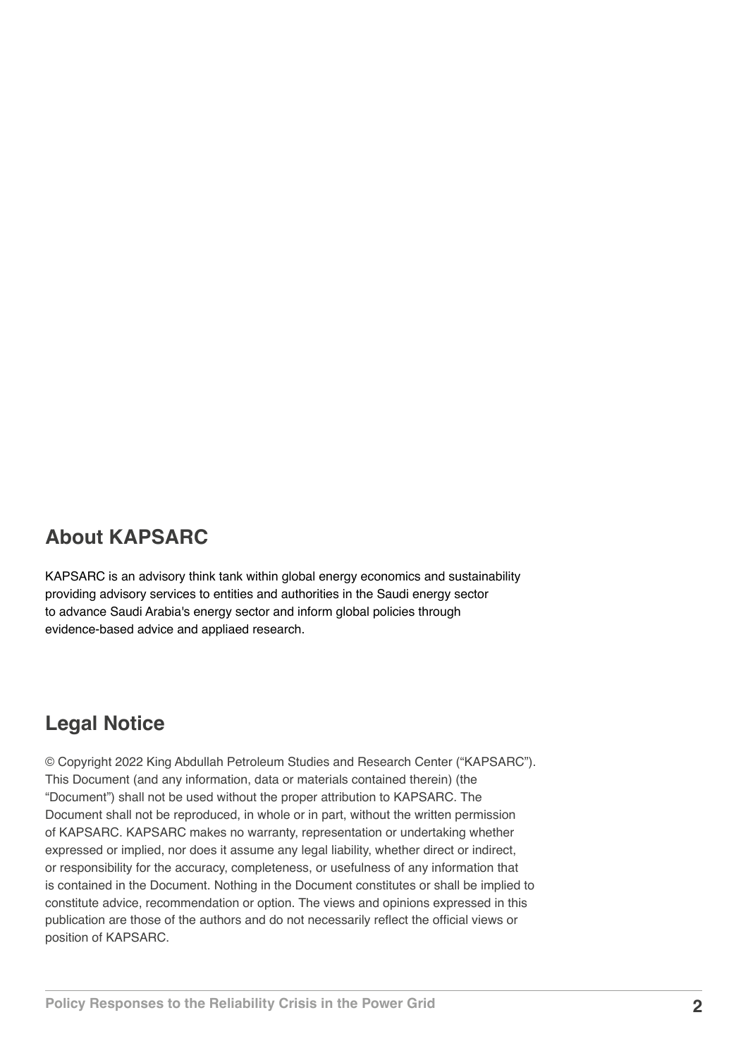## About KAPSARC

KAPSARC is an advisory think tank within global energy economics and sustainability providing advisory services to entities and authorities in the Saudi energy sector to advance Saudi Arabia's energy sector and inform global policies through evidence-based advice and appliaed research.

## Legal Notice

© Copyright 2022 King Abdullah Petroleum Studies and Research Center ("KAPSARC"). This Document (and any information, data or materials contained therein) (the "Document") shall not be used without the proper attribution to KAPSARC. The Document shall not be reproduced, in whole or in part, without the written permission of KAPSARC. KAPSARC makes no warranty, representation or undertaking whether expressed or implied, nor does it assume any legal liability, whether direct or indirect, or responsibility for the accuracy, completeness, or usefulness of any information that is contained in the Document. Nothing in the Document constitutes or shall be implied to constitute advice, recommendation or option. The views and opinions expressed in this publication are those of the authors and do not necessarily reflect the official views or position of KAPSARC.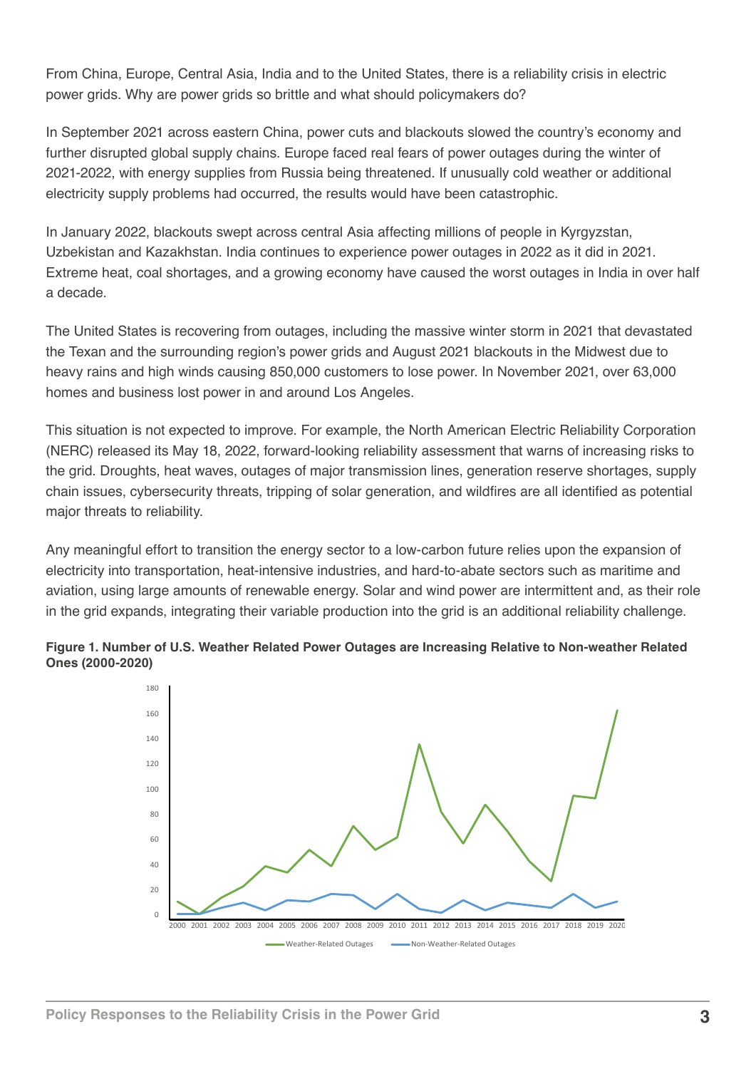From China, Europe, Central Asia, India and to the United States, there is a reliability crisis in electric power grids. Why are power grids so brittle and what should policymakers do?

In September 2021 across eastern China, power cuts and blackouts slowed the country's economy and further disrupted global supply chains. Europe faced real fears of power outages during the winter of 2021-2022, with energy supplies from Russia being threatened. If unusually cold weather or additional electricity supply problems had occurred, the results would have been catastrophic.

In January 2022, blackouts swept across central Asia affecting millions of people in Kyrgyzstan, Uzbekistan and Kazakhstan. India continues to experience power outages in 2022 as it did in 2021. Extreme heat, coal shortages, and a growing economy have caused the worst outages in India in over half a decade.

The United States is recovering from outages, including the massive winter storm in 2021 that devastated the Texan and the surrounding region's power grids and August 2021 blackouts in the Midwest due to heavy rains and high winds causing 850,000 customers to lose power. In November 2021, over 63,000 homes and business lost power in and around Los Angeles.

This situation is not expected to improve. For example, the North American Electric Reliability Corporation (NERC) released its May 18, 2022, forward-looking reliability assessment that warns of increasing risks to the grid. Droughts, heat waves, outages of major transmission lines, generation reserve shortages, supply chain issues, cybersecurity threats, tripping of solar generation, and wildfires are all identified as potential major threats to reliability.

Any meaningful effort to transition the energy sector to a low-carbon future relies upon the expansion of electricity into transportation, heat-intensive industries, and hard-to-abate sectors such as maritime and aviation, using large amounts of renewable energy. Solar and wind power are intermittent and, as their role in the grid expands, integrating their variable production into the grid is an additional reliability challenge.

**Figure 1. Number of U.S. Weather Related Power Outages are Increasing Relative to Non-weather Related Ones (2000-2020)**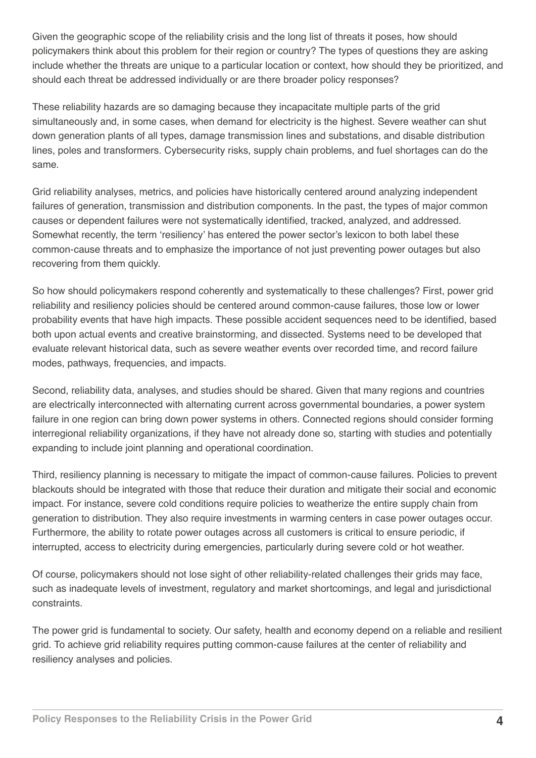Given the geographic scope of the reliability crisis and the long list of threats it poses, how should policymakers think about this problem for their region or country? The types of questions they are asking include whether the threats are unique to a particular location or context, how should they be prioritized, and should each threat be addressed individually or are there broader policy responses?

These reliability hazards are so damaging because they incapacitate multiple parts of the grid simultaneously and, in some cases, when demand for electricity is the highest. Severe weather can shut down generation plants of all types, damage transmission lines and substations, and disable distribution lines, poles and transformers. Cybersecurity risks, supply chain problems, and fuel shortages can do the same.

Grid reliability analyses, metrics, and policies have historically centered around analyzing independent failures of generation, transmission and distribution components. In the past, the types of major common causes or dependent failures were not systematically identified, tracked, analyzed, and addressed. Somewhat recently, the term 'resiliency' has entered the power sector's lexicon to both label these common-cause threats and to emphasize the importance of not just preventing power outages but also recovering from them quickly.

So how should policymakers respond coherently and systematically to these challenges? First, power grid reliability and resiliency policies should be centered around common-cause failures, those low or lower probability events that have high impacts. These possible accident sequences need to be identified, based both upon actual events and creative brainstorming, and dissected. Systems need to be developed that evaluate relevant historical data, such as severe weather events over recorded time, and record failure modes, pathways, frequencies, and impacts.

Second, reliability data, analyses, and studies should be shared. Given that many regions and countries are electrically interconnected with alternating current across governmental boundaries, a power system failure in one region can bring down power systems in others. Connected regions should consider forming interregional reliability organizations, if they have not already done so, starting with studies and potentially expanding to include joint planning and operational coordination.

Third, resiliency planning is necessary to mitigate the impact of common-cause failures. Policies to prevent blackouts should be integrated with those that reduce their duration and mitigate their social and economic impact. For instance, severe cold conditions require policies to weatherize the entire supply chain from generation to distribution. They also require investments in warming centers in case power outages occur. Furthermore, the ability to rotate power outages across all customers is critical to ensure periodic, if interrupted, access to electricity during emergencies, particularly during severe cold or hot weather.

Of course, policymakers should not lose sight of other reliability-related challenges their grids may face, such as inadequate levels of investment, regulatory and market shortcomings, and legal and jurisdictional constraints.

The power grid is fundamental to society. Our safety, health and economy depend on a reliable and resilient grid. To achieve grid reliability requires putting common-cause failures at the center of reliability and resiliency analyses and policies.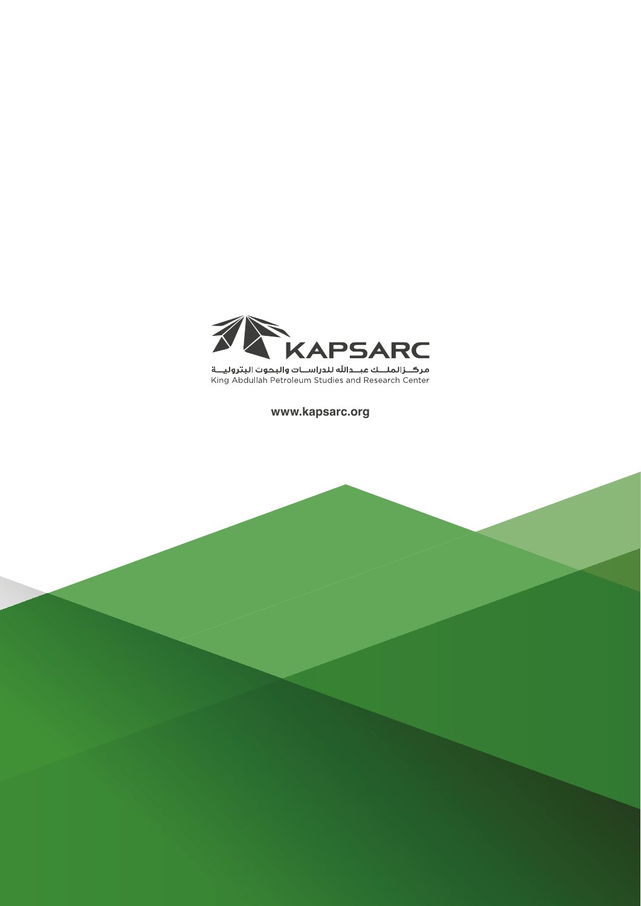KAPSARC

مركـــز الملـــك عبـــدالله للدراســات والبحوث البتروليــة

King Abdullah Petroleum Studies and Research Center

www.kapsarc.org